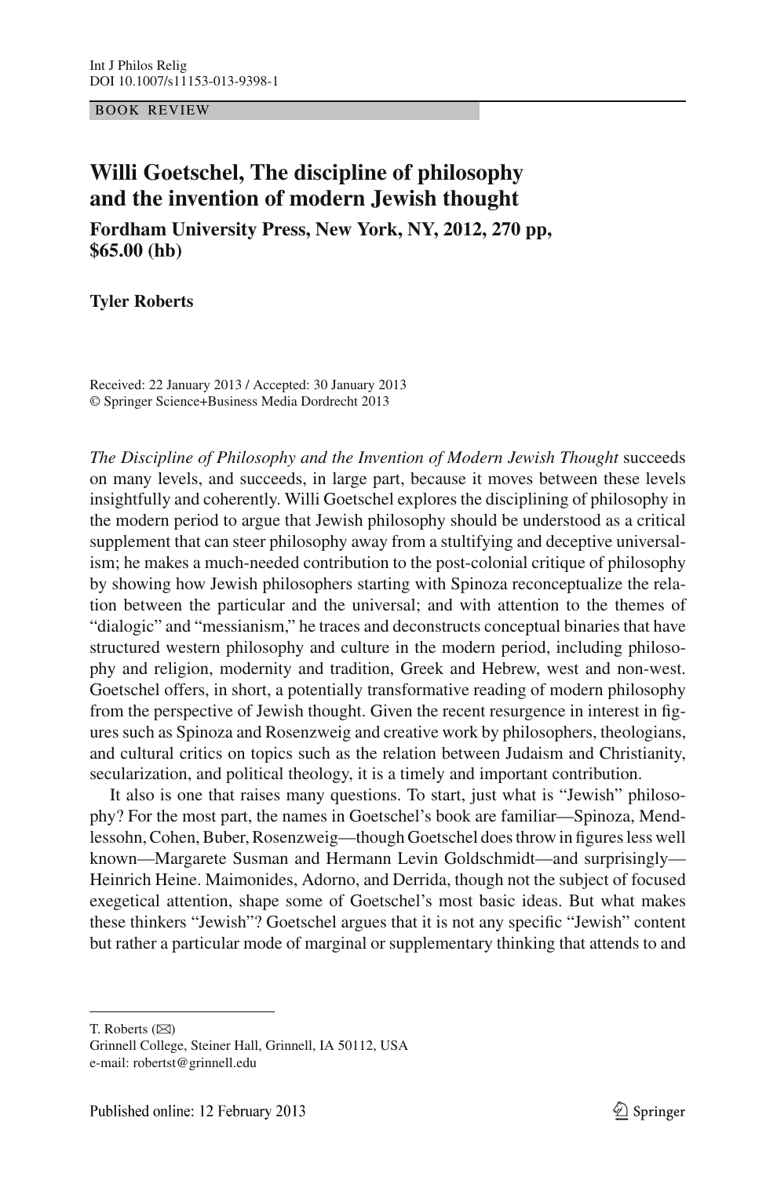BOOK REVIEW

# Willi Goetschel, The discipline of philosophy and the invention of modern Jewish thought

**Fordham University Press, New York, NY, 2012, 270 pp, $65.00 (hb)**

**Tyler Roberts**

Received: 22 January 2013 / Accepted: 30 January 2013
© Springer Science+Business Media Dordrecht 2013

*The Discipline of Philosophy and the Invention of Modern Jewish Thought* succeeds on many levels, and succeeds, in large part, because it moves between these levels insightfully and coherently. Willi Goetschel explores the disciplining of philosophy in the modern period to argue that Jewish philosophy should be understood as a critical supplement that can steer philosophy away from a stultifying and deceptive universalism; he makes a much-needed contribution to the post-colonial critique of philosophy by showing how Jewish philosophers starting with Spinoza reconceptualize the relation between the particular and the universal; and with attention to the themes of "dialogic" and "messianism," he traces and deconstructs conceptual binaries that have structured western philosophy and culture in the modern period, including philosophy and religion, modernity and tradition, Greek and Hebrew, west and non-west. Goetschel offers, in short, a potentially transformative reading of modern philosophy from the perspective of Jewish thought. Given the recent resurgence in interest in figures such as Spinoza and Rosenzweig and creative work by philosophers, theologians, and cultural critics on topics such as the relation between Judaism and Christianity, secularization, and political theology, it is a timely and important contribution.

It also is one that raises many questions. To start, just what is "Jewish" philosophy? For the most part, the names in Goetschel's book are familiar—Spinoza, Mendlessohn, Cohen, Buber, Rosenzweig—though Goetschel does throw in figures less well known—Margarete Susman and Hermann Levin Goldschmidt—and surprisingly—Heinrich Heine. Maimonides, Adorno, and Derrida, though not the subject of focused exegetical attention, shape some of Goetschel's most basic ideas. But what makes these thinkers "Jewish"? Goetschel argues that it is not any specific "Jewish" content but rather a particular mode of marginal or supplementary thinking that attends to and

---

T. Roberts (✉)
Grinnell College, Steiner Hall, Grinnell, IA 50112, USA
e-mail: robertst@grinnell.edu

Published online: 12 February 2013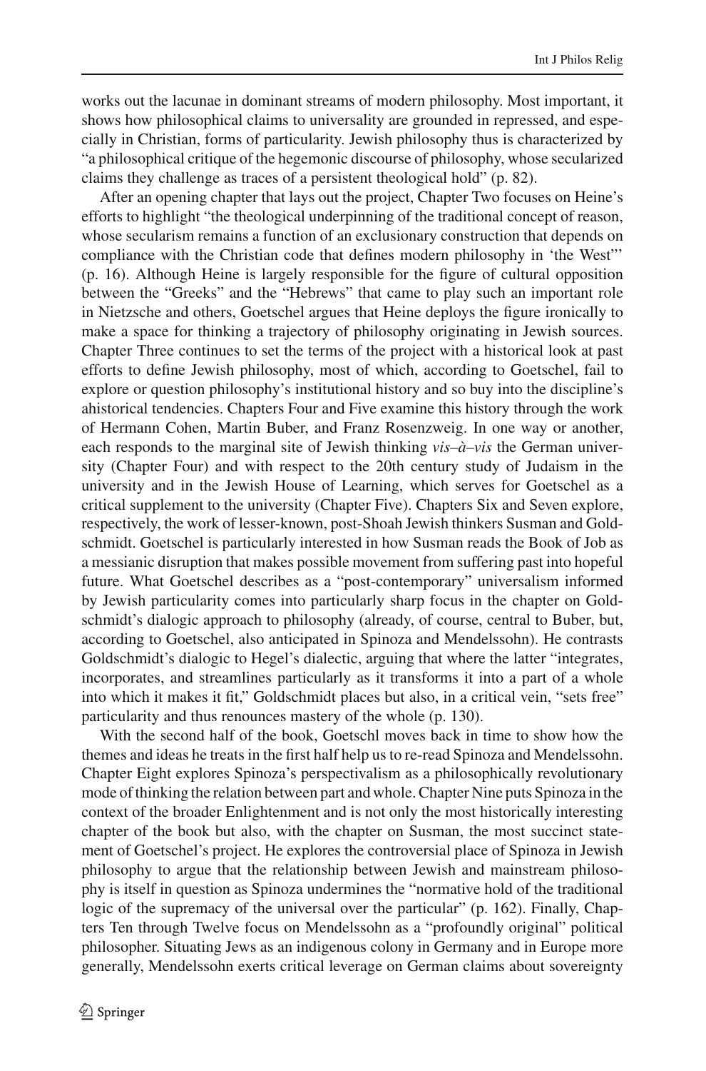works out the lacunae in dominant streams of modern philosophy. Most important, it shows how philosophical claims to universality are grounded in repressed, and especially in Christian, forms of particularity. Jewish philosophy thus is characterized by "a philosophical critique of the hegemonic discourse of philosophy, whose secularized claims they challenge as traces of a persistent theological hold" (p. 82).

After an opening chapter that lays out the project, Chapter Two focuses on Heine's efforts to highlight "the theological underpinning of the traditional concept of reason, whose secularism remains a function of an exclusionary construction that depends on compliance with the Christian code that defines modern philosophy in 'the West"' (p. 16). Although Heine is largely responsible for the figure of cultural opposition between the "Greeks" and the "Hebrews" that came to play such an important role in Nietzsche and others, Goetschel argues that Heine deploys the figure ironically to make a space for thinking a trajectory of philosophy originating in Jewish sources. Chapter Three continues to set the terms of the project with a historical look at past efforts to define Jewish philosophy, most of which, according to Goetschel, fail to explore or question philosophy's institutional history and so buy into the discipline's ahistorical tendencies. Chapters Four and Five examine this history through the work of Hermann Cohen, Martin Buber, and Franz Rosenzweig. In one way or another, each responds to the marginal site of Jewish thinking *vis–à–vis* the German university (Chapter Four) and with respect to the 20th century study of Judaism in the university and in the Jewish House of Learning, which serves for Goetschel as a critical supplement to the university (Chapter Five). Chapters Six and Seven explore, respectively, the work of lesser-known, post-Shoah Jewish thinkers Susman and Goldschmidt. Goetschel is particularly interested in how Susman reads the Book of Job as a messianic disruption that makes possible movement from suffering past into hopeful future. What Goetschel describes as a "post-contemporary" universalism informed by Jewish particularity comes into particularly sharp focus in the chapter on Goldschmidt's dialogic approach to philosophy (already, of course, central to Buber, but, according to Goetschel, also anticipated in Spinoza and Mendelssohn). He contrasts Goldschmidt's dialogic to Hegel's dialectic, arguing that where the latter "integrates, incorporates, and streamlines particularly as it transforms it into a part of a whole into which it makes it fit," Goldschmidt places but also, in a critical vein, "sets free" particularity and thus renounces mastery of the whole (p. 130).

With the second half of the book, Goetschl moves back in time to show how the themes and ideas he treats in the first half help us to re-read Spinoza and Mendelssohn. Chapter Eight explores Spinoza's perspectivalism as a philosophically revolutionary mode of thinking the relation between part and whole. Chapter Nine puts Spinoza in the context of the broader Enlightenment and is not only the most historically interesting chapter of the book but also, with the chapter on Susman, the most succinct statement of Goetschel's project. He explores the controversial place of Spinoza in Jewish philosophy to argue that the relationship between Jewish and mainstream philosophy is itself in question as Spinoza undermines the "normative hold of the traditional logic of the supremacy of the universal over the particular" (p. 162). Finally, Chapters Ten through Twelve focus on Mendelssohn as a "profoundly original" political philosopher. Situating Jews as an indigenous colony in Germany and in Europe more generally, Mendelssohn exerts critical leverage on German claims about sovereignty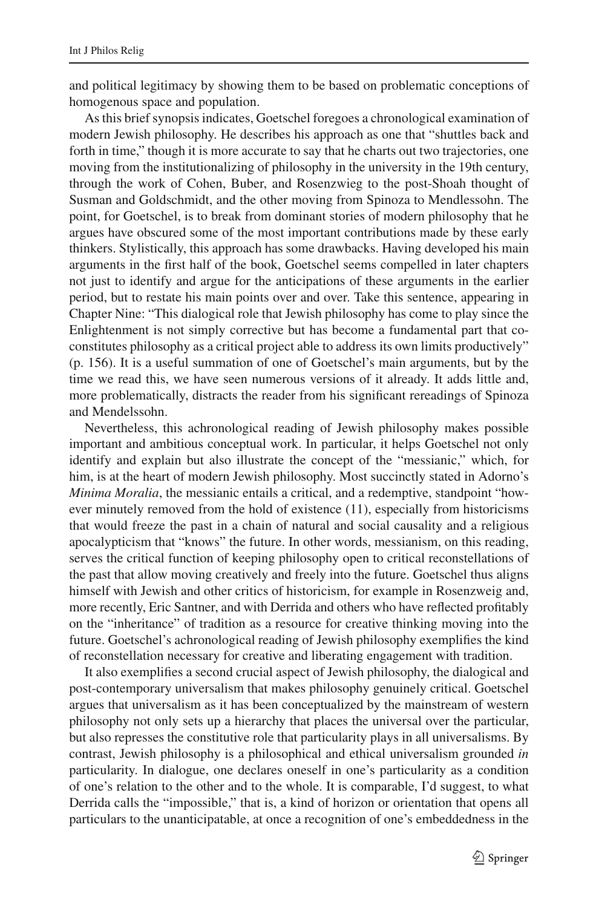and political legitimacy by showing them to be based on problematic conceptions of homogenous space and population.

As this brief synopsis indicates, Goetschel foregoes a chronological examination of modern Jewish philosophy. He describes his approach as one that "shuttles back and forth in time," though it is more accurate to say that he charts out two trajectories, one moving from the institutionalizing of philosophy in the university in the 19th century, through the work of Cohen, Buber, and Rosenzwieg to the post-Shoah thought of Susman and Goldschmidt, and the other moving from Spinoza to Mendlessohn. The point, for Goetschel, is to break from dominant stories of modern philosophy that he argues have obscured some of the most important contributions made by these early thinkers. Stylistically, this approach has some drawbacks. Having developed his main arguments in the first half of the book, Goetschel seems compelled in later chapters not just to identify and argue for the anticipations of these arguments in the earlier period, but to restate his main points over and over. Take this sentence, appearing in Chapter Nine: "This dialogical role that Jewish philosophy has come to play since the Enlightenment is not simply corrective but has become a fundamental part that co-constitutes philosophy as a critical project able to address its own limits productively" (p. 156). It is a useful summation of one of Goetschel's main arguments, but by the time we read this, we have seen numerous versions of it already. It adds little and, more problematically, distracts the reader from his significant rereadings of Spinoza and Mendelssohn.

Nevertheless, this achronological reading of Jewish philosophy makes possible important and ambitious conceptual work. In particular, it helps Goetschel not only identify and explain but also illustrate the concept of the "messianic," which, for him, is at the heart of modern Jewish philosophy. Most succinctly stated in Adorno's *Minima Moralia*, the messianic entails a critical, and a redemptive, standpoint "however minutely removed from the hold of existence (11), especially from historicisms that would freeze the past in a chain of natural and social causality and a religious apocalypticism that "knows" the future. In other words, messianism, on this reading, serves the critical function of keeping philosophy open to critical reconstellations of the past that allow moving creatively and freely into the future. Goetschel thus aligns himself with Jewish and other critics of historicism, for example in Rosenzweig and, more recently, Eric Santner, and with Derrida and others who have reflected profitably on the "inheritance" of tradition as a resource for creative thinking moving into the future. Goetschel's achronological reading of Jewish philosophy exemplifies the kind of reconstellation necessary for creative and liberating engagement with tradition.

It also exemplifies a second crucial aspect of Jewish philosophy, the dialogical and post-contemporary universalism that makes philosophy genuinely critical. Goetschel argues that universalism as it has been conceptualized by the mainstream of western philosophy not only sets up a hierarchy that places the universal over the particular, but also represses the constitutive role that particularity plays in all universalisms. By contrast, Jewish philosophy is a philosophical and ethical universalism grounded *in* particularity. In dialogue, one declares oneself in one's particularity as a condition of one's relation to the other and to the whole. It is comparable, I'd suggest, to what Derrida calls the "impossible," that is, a kind of horizon or orientation that opens all particulars to the unanticipatable, at once a recognition of one's embeddedness in the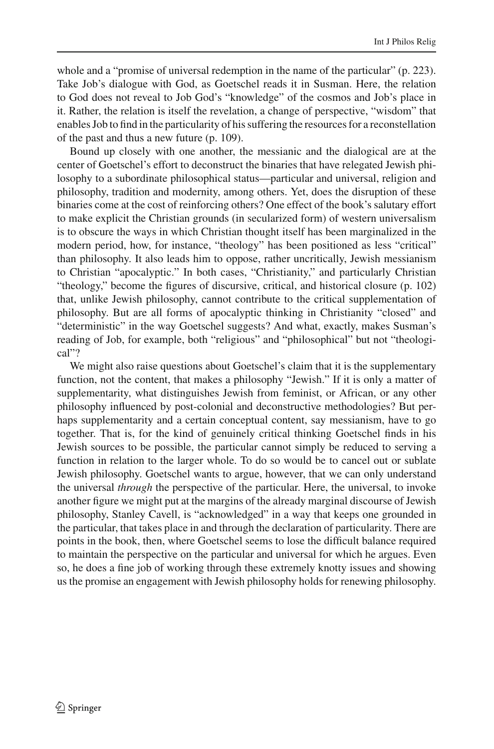whole and a "promise of universal redemption in the name of the particular" (p. 223). Take Job's dialogue with God, as Goetschel reads it in Susman. Here, the relation to God does not reveal to Job God's "knowledge" of the cosmos and Job's place in it. Rather, the relation is itself the revelation, a change of perspective, "wisdom" that enables Job to find in the particularity of his suffering the resources for a reconstellation of the past and thus a new future (p. 109).

Bound up closely with one another, the messianic and the dialogical are at the center of Goetschel's effort to deconstruct the binaries that have relegated Jewish philosophy to a subordinate philosophical status—particular and universal, religion and philosophy, tradition and modernity, among others. Yet, does the disruption of these binaries come at the cost of reinforcing others? One effect of the book's salutary effort to make explicit the Christian grounds (in secularized form) of western universalism is to obscure the ways in which Christian thought itself has been marginalized in the modern period, how, for instance, "theology" has been positioned as less "critical" than philosophy. It also leads him to oppose, rather uncritically, Jewish messianism to Christian "apocalyptic." In both cases, "Christianity," and particularly Christian "theology," become the figures of discursive, critical, and historical closure (p. 102) that, unlike Jewish philosophy, cannot contribute to the critical supplementation of philosophy. But are all forms of apocalyptic thinking in Christianity "closed" and "deterministic" in the way Goetschel suggests? And what, exactly, makes Susman's reading of Job, for example, both "religious" and "philosophical" but not "theological"?

We might also raise questions about Goetschel's claim that it is the supplementary function, not the content, that makes a philosophy "Jewish." If it is only a matter of supplementarity, what distinguishes Jewish from feminist, or African, or any other philosophy influenced by post-colonial and deconstructive methodologies? But perhaps supplementarity and a certain conceptual content, say messianism, have to go together. That is, for the kind of genuinely critical thinking Goetschel finds in his Jewish sources to be possible, the particular cannot simply be reduced to serving a function in relation to the larger whole. To do so would be to cancel out or sublate Jewish philosophy. Goetschel wants to argue, however, that we can only understand the universal *through* the perspective of the particular. Here, the universal, to invoke another figure we might put at the margins of the already marginal discourse of Jewish philosophy, Stanley Cavell, is "acknowledged" in a way that keeps one grounded in the particular, that takes place in and through the declaration of particularity. There are points in the book, then, where Goetschel seems to lose the difficult balance required to maintain the perspective on the particular and universal for which he argues. Even so, he does a fine job of working through these extremely knotty issues and showing us the promise an engagement with Jewish philosophy holds for renewing philosophy.